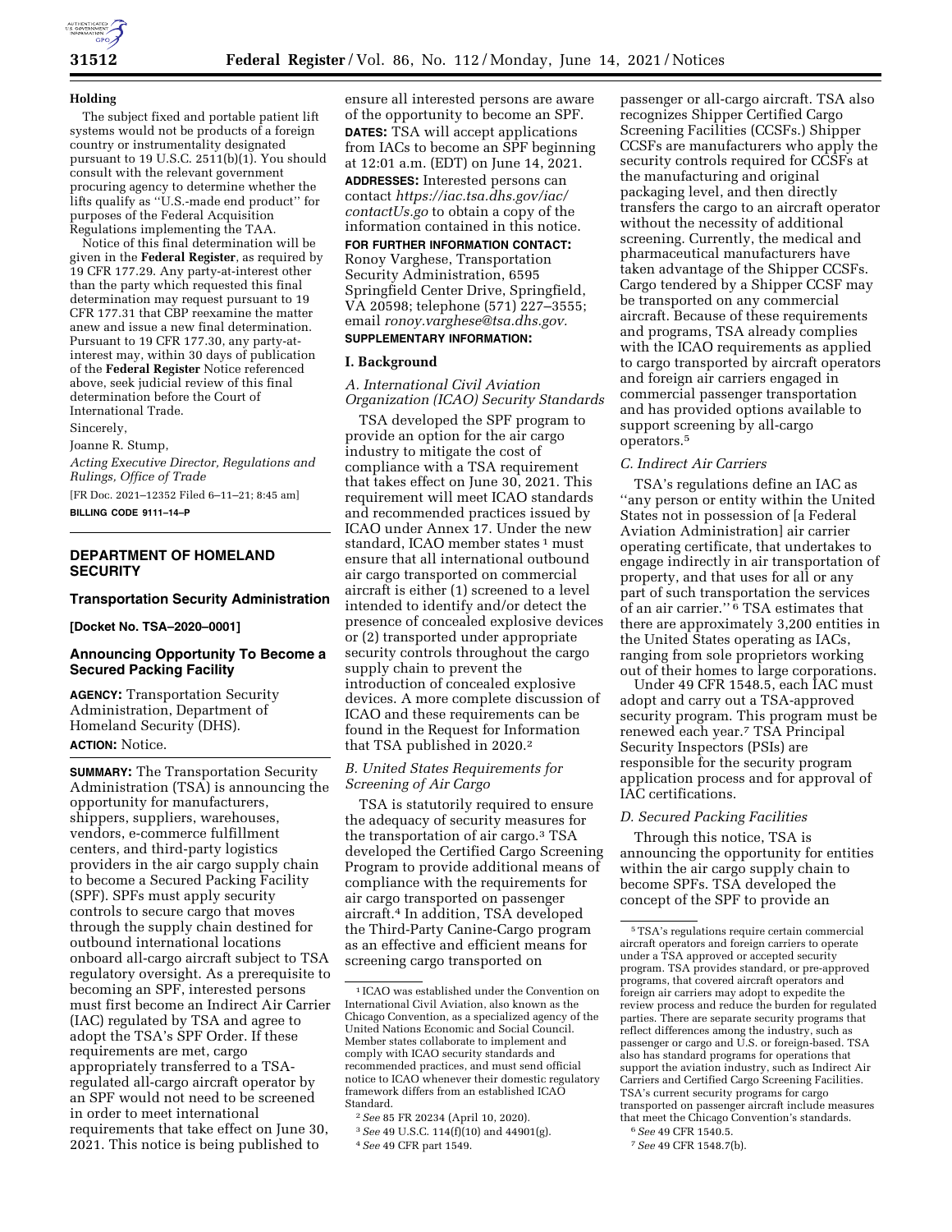**Holding**

The subject fixed and portable patient lift systems would not be products of a foreign country or instrumentality designated pursuant to 19 U.S.C. 2511(b)(1). You should consult with the relevant government procuring agency to determine whether the lifts qualify as ''U.S.-made end product'' for purposes of the Federal Acquisition Regulations implementing the TAA.

Notice of this final determination will be given in the **Federal Register**, as required by 19 CFR 177.29. Any party-at-interest other than the party which requested this final determination may request pursuant to 19 CFR 177.31 that CBP reexamine the matter anew and issue a new final determination. Pursuant to 19 CFR 177.30, any party-at-interest may, within 30 days of publication of the **Federal Register** Notice referenced above, seek judicial review of this final determination before the Court of International Trade.

Sincerely,

Joanne R. Stump,

*Acting Executive Director, Regulations and Rulings, Office of Trade*

[FR Doc. 2021–12352 Filed 6–11–21; 8:45 am]

**BILLING CODE 9111–14–P**

## DEPARTMENT OF HOMELAND SECURITY

### Transportation Security Administration

**[Docket No. TSA–2020–0001]**

### Announcing Opportunity To Become a Secured Packing Facility

**AGENCY:** Transportation Security Administration, Department of Homeland Security (DHS).

**ACTION:** Notice.

**SUMMARY:** The Transportation Security Administration (TSA) is announcing the opportunity for manufacturers, shippers, suppliers, warehouses, vendors, e-commerce fulfillment centers, and third-party logistics providers in the air cargo supply chain to become a Secured Packing Facility (SPF). SPFs must apply security controls to secure cargo that moves through the supply chain destined for outbound international locations onboard all-cargo aircraft subject to TSA regulatory oversight. As a prerequisite to becoming an SPF, interested persons must first become an Indirect Air Carrier (IAC) regulated by TSA and agree to adopt the TSA's SPF Order. If these requirements are met, cargo appropriately transferred to a TSA-regulated all-cargo aircraft operator by an SPF would not need to be screened in order to meet international requirements that take effect on June 30, 2021. This notice is being published to ensure all interested persons are aware of the opportunity to become an SPF.

**DATES:** TSA will accept applications from IACs to become an SPF beginning at 12:01 a.m. (EDT) on June 14, 2021.

**ADDRESSES:** Interested persons can contact *https://iac.tsa.dhs.gov/iac/contactUs.go* to obtain a copy of the information contained in this notice.

**FOR FURTHER INFORMATION CONTACT:** Ronoy Varghese, Transportation Security Administration, 6595 Springfield Center Drive, Springfield, VA 20598; telephone (571) 227–3555; email *ronoy.varghese@tsa.dhs.gov.*

**SUPPLEMENTARY INFORMATION:**

### I. Background

#### *A. International Civil Aviation Organization (ICAO) Security Standards*

TSA developed the SPF program to provide an option for the air cargo industry to mitigate the cost of compliance with a TSA requirement that takes effect on June 30, 2021. This requirement will meet ICAO standards and recommended practices issued by ICAO under Annex 17. Under the new standard, ICAO member states [1] must ensure that all international outbound air cargo transported on commercial aircraft is either (1) screened to a level intended to identify and/or detect the presence of concealed explosive devices or (2) transported under appropriate security controls throughout the cargo supply chain to prevent the introduction of concealed explosive devices. A more complete discussion of ICAO and these requirements can be found in the Request for Information that TSA published in 2020.[2]

#### *B. United States Requirements for Screening of Air Cargo*

TSA is statutorily required to ensure the adequacy of security measures for the transportation of air cargo.[3] TSA developed the Certified Cargo Screening Program to provide additional means of compliance with the requirements for air cargo transported on passenger aircraft.[4] In addition, TSA developed the Third-Party Canine-Cargo program as an effective and efficient means for screening cargo transported on passenger or all-cargo aircraft. TSA also recognizes Shipper Certified Cargo Screening Facilities (CCSFs.) Shipper CCSFs are manufacturers who apply the security controls required for CCSFs at the manufacturing and original packaging level, and then directly transfers the cargo to an aircraft operator without the necessity of additional screening. Currently, the medical and pharmaceutical manufacturers have taken advantage of the Shipper CCSFs. Cargo tendered by a Shipper CCSF may be transported on any commercial aircraft. Because of these requirements and programs, TSA already complies with the ICAO requirements as applied to cargo transported by aircraft operators and foreign air carriers engaged in commercial passenger transportation and has provided options available to support screening by all-cargo operators.[5]

#### *C. Indirect Air Carriers*

TSA's regulations define an IAC as ''any person or entity within the United States not in possession of [a Federal Aviation Administration] air carrier operating certificate, that undertakes to engage indirectly in air transportation of property, and that uses for all or any part of such transportation the services of an air carrier.'' [6] TSA estimates that there are approximately 3,200 entities in the United States operating as IACs, ranging from sole proprietors working out of their homes to large corporations.

Under 49 CFR 1548.5, each IAC must adopt and carry out a TSA-approved security program. This program must be renewed each year.[7] TSA Principal Security Inspectors (PSIs) are responsible for the security program application process and for approval of IAC certifications.

#### *D. Secured Packing Facilities*

Through this notice, TSA is announcing the opportunity for entities within the air cargo supply chain to become SPFs. TSA developed the concept of the SPF to provide an

---

[1] ICAO was established under the Convention on International Civil Aviation, also known as the Chicago Convention, as a specialized agency of the United Nations Economic and Social Council. Member states collaborate to implement and comply with ICAO security standards and recommended practices, and must send official notice to ICAO whenever their domestic regulatory framework differs from an established ICAO Standard.

[2] *See* 85 FR 20234 (April 10, 2020).

[3] *See* 49 U.S.C. 114(f)(10) and 44901(g).

[4] *See* 49 CFR part 1549.

[5] TSA's regulations require certain commercial aircraft operators and foreign carriers to operate under a TSA approved or accepted security program. TSA provides standard, or pre-approved programs, that covered aircraft operators and foreign air carriers may adopt to expedite the review process and reduce the burden for regulated parties. There are separate security programs that reflect differences among the industry, such as passenger or cargo and U.S. or foreign-based. TSA also has standard programs for operations that support the aviation industry, such as Indirect Air Carriers and Certified Cargo Screening Facilities. TSA's current security programs for cargo transported on passenger aircraft include measures that meet the Chicago Convention's standards.

[6] *See* 49 CFR 1540.5.

[7] *See* 49 CFR 1548.7(b).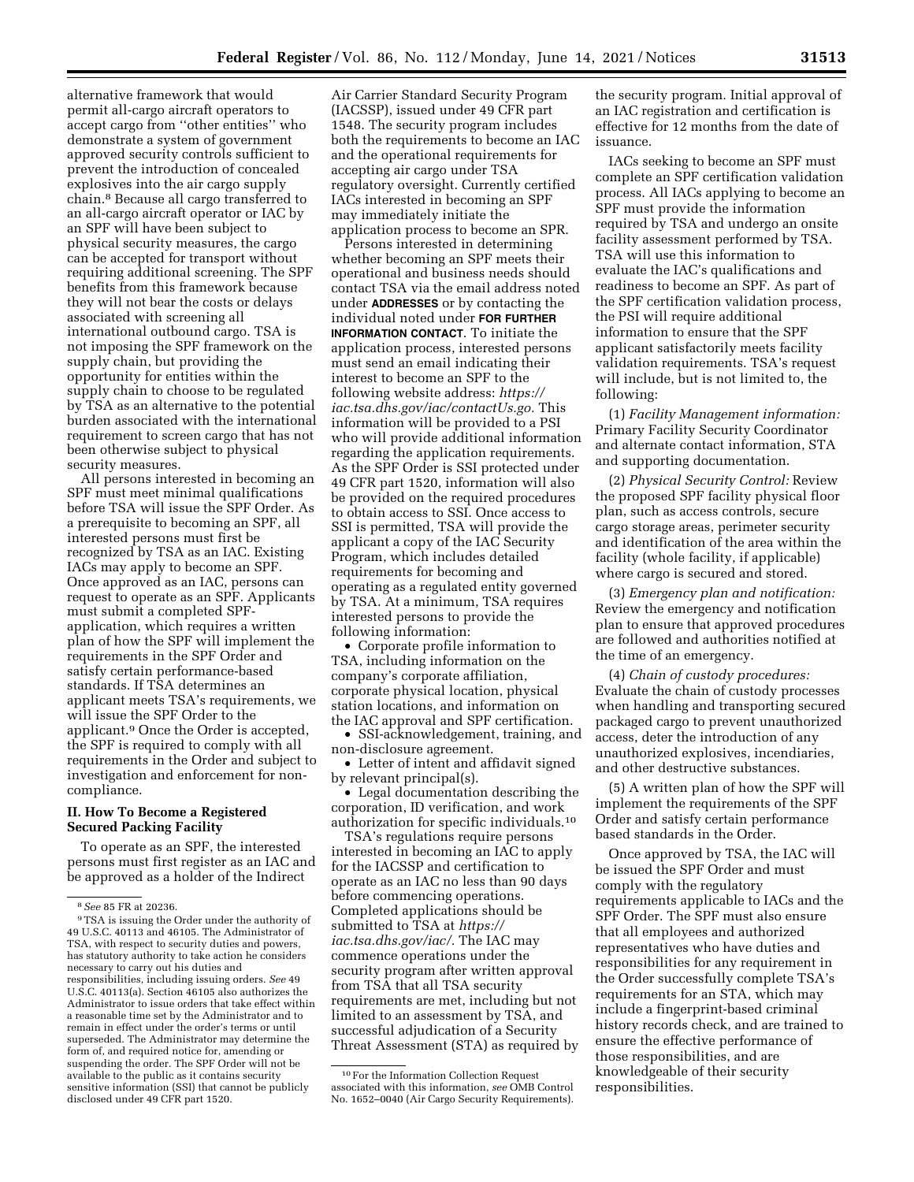alternative framework that would permit all-cargo aircraft operators to accept cargo from ''other entities'' who demonstrate a system of government approved security controls sufficient to prevent the introduction of concealed explosives into the air cargo supply chain.[8] Because all cargo transferred to an all-cargo aircraft operator or IAC by an SPF will have been subject to physical security measures, the cargo can be accepted for transport without requiring additional screening. The SPF benefits from this framework because they will not bear the costs or delays associated with screening all international outbound cargo. TSA is not imposing the SPF framework on the supply chain, but providing the opportunity for entities within the supply chain to choose to be regulated by TSA as an alternative to the potential burden associated with the international requirement to screen cargo that has not been otherwise subject to physical security measures.

All persons interested in becoming an SPF must meet minimal qualifications before TSA will issue the SPF Order. As a prerequisite to becoming an SPF, all interested persons must first be recognized by TSA as an IAC. Existing IACs may apply to become an SPF. Once approved as an IAC, persons can request to operate as an SPF. Applicants must submit a completed SPF-application, which requires a written plan of how the SPF will implement the requirements in the SPF Order and satisfy certain performance-based standards. If TSA determines an applicant meets TSA's requirements, we will issue the SPF Order to the applicant.[9] Once the Order is accepted, the SPF is required to comply with all requirements in the Order and subject to investigation and enforcement for non-compliance.

## II. How To Become a Registered Secured Packing Facility

To operate as an SPF, the interested persons must first register as an IAC and be approved as a holder of the Indirect Air Carrier Standard Security Program (IACSSP), issued under 49 CFR part 1548. The security program includes both the requirements to become an IAC and the operational requirements for accepting air cargo under TSA regulatory oversight. Currently certified IACs interested in becoming an SPF may immediately initiate the application process to become an SPR.

Persons interested in determining whether becoming an SPF meets their operational and business needs should contact TSA via the email address noted under **ADDRESSES** or by contacting the individual noted under **FOR FURTHER INFORMATION CONTACT**. To initiate the application process, interested persons must send an email indicating their interest to become an SPF to the following website address: *https://iac.tsa.dhs.gov/iac/contactUs.go.* This information will be provided to a PSI who will provide additional information regarding the application requirements. As the SPF Order is SSI protected under 49 CFR part 1520, information will also be provided on the required procedures to obtain access to SSI. Once access to SSI is permitted, TSA will provide the applicant a copy of the IAC Security Program, which includes detailed requirements for becoming and operating as a regulated entity governed by TSA. At a minimum, TSA requires interested persons to provide the following information:

- Corporate profile information to TSA, including information on the company's corporate affiliation, corporate physical location, physical station locations, and information on the IAC approval and SPF certification.
- SSI-acknowledgement, training, and non-disclosure agreement.
- Letter of intent and affidavit signed by relevant principal(s).
- Legal documentation describing the corporation, ID verification, and work authorization for specific individuals.[10]

TSA's regulations require persons interested in becoming an IAC to apply for the IACSSP and certification to operate as an IAC no less than 90 days before commencing operations. Completed applications should be submitted to TSA at *https://iac.tsa.dhs.gov/iac/.* The IAC may commence operations under the security program after written approval from TSA that all TSA security requirements are met, including but not limited to an assessment by TSA, and successful adjudication of a Security Threat Assessment (STA) as required by the security program. Initial approval of an IAC registration and certification is effective for 12 months from the date of issuance.

IACs seeking to become an SPF must complete an SPF certification validation process. All IACs applying to become an SPF must provide the information required by TSA and undergo an onsite facility assessment performed by TSA. TSA will use this information to evaluate the IAC's qualifications and readiness to become an SPF. As part of the SPF certification validation process, the PSI will require additional information to ensure that the SPF applicant satisfactorily meets facility validation requirements. TSA's request will include, but is not limited to, the following:

(1) *Facility Management information:* Primary Facility Security Coordinator and alternate contact information, STA and supporting documentation.

(2) *Physical Security Control:* Review the proposed SPF facility physical floor plan, such as access controls, secure cargo storage areas, perimeter security and identification of the area within the facility (whole facility, if applicable) where cargo is secured and stored.

(3) *Emergency plan and notification:* Review the emergency and notification plan to ensure that approved procedures are followed and authorities notified at the time of an emergency.

(4) *Chain of custody procedures:* Evaluate the chain of custody processes when handling and transporting secured packaged cargo to prevent unauthorized access, deter the introduction of any unauthorized explosives, incendiaries, and other destructive substances.

(5) A written plan of how the SPF will implement the requirements of the SPF Order and satisfy certain performance based standards in the Order.

Once approved by TSA, the IAC will be issued the SPF Order and must comply with the regulatory requirements applicable to IACs and the SPF Order. The SPF must also ensure that all employees and authorized representatives who have duties and responsibilities for any requirement in the Order successfully complete TSA's requirements for an STA, which may include a fingerprint-based criminal history records check, and are trained to ensure the effective performance of those responsibilities, and are knowledgeable of their security responsibilities.

---

[8] *See* 85 FR at 20236.

[9] TSA is issuing the Order under the authority of 49 U.S.C. 40113 and 46105. The Administrator of TSA, with respect to security duties and powers, has statutory authority to take action he considers necessary to carry out his duties and responsibilities, including issuing orders. *See* 49 U.S.C. 40113(a). Section 46105 also authorizes the Administrator to issue orders that take effect within a reasonable time set by the Administrator and to remain in effect under the order's terms or until superseded. The Administrator may determine the form of, and required notice for, amending or suspending the order. The SPF Order will not be available to the public as it contains security sensitive information (SSI) that cannot be publicly disclosed under 49 CFR part 1520.

[10] For the Information Collection Request associated with this information, *see* OMB Control No. 1652–0040 (Air Cargo Security Requirements).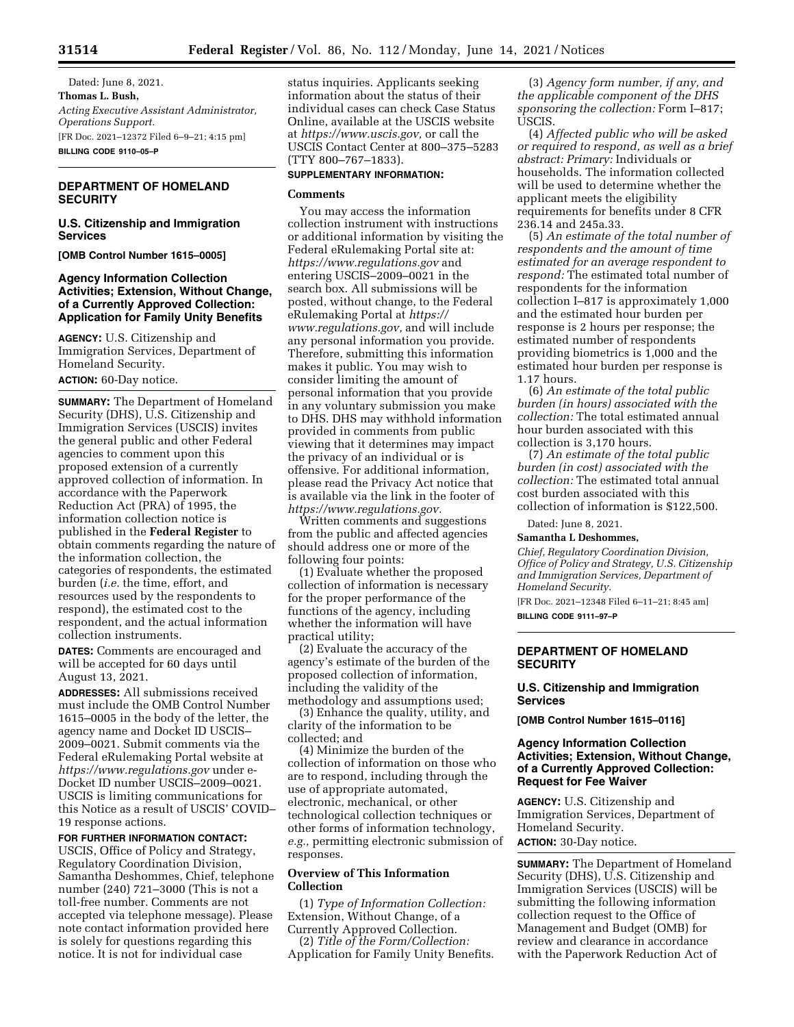Dated: June 8, 2021.

**Thomas L. Bush,**

*Acting Executive Assistant Administrator, Operations Support.*

[FR Doc. 2021–12372 Filed 6–9–21; 4:15 pm]

**BILLING CODE 9110–05–P**

## DEPARTMENT OF HOMELAND SECURITY

### U.S. Citizenship and Immigration Services

**[OMB Control Number 1615–0005]**

### Agency Information Collection Activities; Extension, Without Change, of a Currently Approved Collection: Application for Family Unity Benefits

**AGENCY:** U.S. Citizenship and Immigration Services, Department of Homeland Security.

**ACTION:** 60-Day notice.

**SUMMARY:** The Department of Homeland Security (DHS), U.S. Citizenship and Immigration Services (USCIS) invites the general public and other Federal agencies to comment upon this proposed extension of a currently approved collection of information. In accordance with the Paperwork Reduction Act (PRA) of 1995, the information collection notice is published in the **Federal Register** to obtain comments regarding the nature of the information collection, the categories of respondents, the estimated burden (*i.e.* the time, effort, and resources used by the respondents to respond), the estimated cost to the respondent, and the actual information collection instruments.

**DATES:** Comments are encouraged and will be accepted for 60 days until August 13, 2021.

**ADDRESSES:** All submissions received must include the OMB Control Number 1615–0005 in the body of the letter, the agency name and Docket ID USCIS–2009–0021. Submit comments via the Federal eRulemaking Portal website at *https://www.regulations.gov* under e-Docket ID number USCIS–2009–0021. USCIS is limiting communications for this Notice as a result of USCIS' COVID–19 response actions.

**FOR FURTHER INFORMATION CONTACT:** USCIS, Office of Policy and Strategy, Regulatory Coordination Division, Samantha Deshommes, Chief, telephone number (240) 721–3000 (This is not a toll-free number. Comments are not accepted via telephone message). Please note contact information provided here is solely for questions regarding this notice. It is not for individual case status inquiries. Applicants seeking information about the status of their individual cases can check Case Status Online, available at the USCIS website at *https://www.uscis.gov,* or call the USCIS Contact Center at 800–375–5283 (TTY 800–767–1833).

**SUPPLEMENTARY INFORMATION:**

#### Comments

You may access the information collection instrument with instructions or additional information by visiting the Federal eRulemaking Portal site at: *https://www.regulations.gov* and entering USCIS–2009–0021 in the search box. All submissions will be posted, without change, to the Federal eRulemaking Portal at *https://www.regulations.gov,* and will include any personal information you provide. Therefore, submitting this information makes it public. You may wish to consider limiting the amount of personal information that you provide in any voluntary submission you make to DHS. DHS may withhold information provided in comments from public viewing that it determines may impact the privacy of an individual or is offensive. For additional information, please read the Privacy Act notice that is available via the link in the footer of *https://www.regulations.gov.*

Written comments and suggestions from the public and affected agencies should address one or more of the following four points:

(1) Evaluate whether the proposed collection of information is necessary for the proper performance of the functions of the agency, including whether the information will have practical utility;

(2) Evaluate the accuracy of the agency's estimate of the burden of the proposed collection of information, including the validity of the methodology and assumptions used;

(3) Enhance the quality, utility, and clarity of the information to be collected; and

(4) Minimize the burden of the collection of information on those who are to respond, including through the use of appropriate automated, electronic, mechanical, or other technological collection techniques or other forms of information technology, *e.g.,* permitting electronic submission of responses.

#### Overview of This Information Collection

(1) *Type of Information Collection:* Extension, Without Change, of a Currently Approved Collection.

(2) *Title of the Form/Collection:* Application for Family Unity Benefits.

(3) *Agency form number, if any, and the applicable component of the DHS sponsoring the collection:* Form I–817; USCIS.

(4) *Affected public who will be asked or required to respond, as well as a brief abstract: Primary:* Individuals or households. The information collected will be used to determine whether the applicant meets the eligibility requirements for benefits under 8 CFR 236.14 and 245a.33.

(5) *An estimate of the total number of respondents and the amount of time estimated for an average respondent to respond:* The estimated total number of respondents for the information collection I–817 is approximately 1,000 and the estimated hour burden per response is 2 hours per response; the estimated number of respondents providing biometrics is 1,000 and the estimated hour burden per response is 1.17 hours.

(6) *An estimate of the total public burden (in hours) associated with the collection:* The total estimated annual hour burden associated with this collection is 3,170 hours.

(7) *An estimate of the total public burden (in cost) associated with the collection:* The estimated total annual cost burden associated with this collection of information is $122,500.

Dated: June 8, 2021.

**Samantha L Deshommes,**

*Chief, Regulatory Coordination Division, Office of Policy and Strategy, U.S. Citizenship and Immigration Services, Department of Homeland Security.*

[FR Doc. 2021–12348 Filed 6–11–21; 8:45 am]

**BILLING CODE 9111–97–P**

## DEPARTMENT OF HOMELAND SECURITY

### U.S. Citizenship and Immigration Services

**[OMB Control Number 1615–0116]**

### Agency Information Collection Activities; Extension, Without Change, of a Currently Approved Collection: Request for Fee Waiver

**AGENCY:** U.S. Citizenship and Immigration Services, Department of Homeland Security.

**ACTION:** 30-Day notice.

**SUMMARY:** The Department of Homeland Security (DHS), U.S. Citizenship and Immigration Services (USCIS) will be submitting the following information collection request to the Office of Management and Budget (OMB) for review and clearance in accordance with the Paperwork Reduction Act of